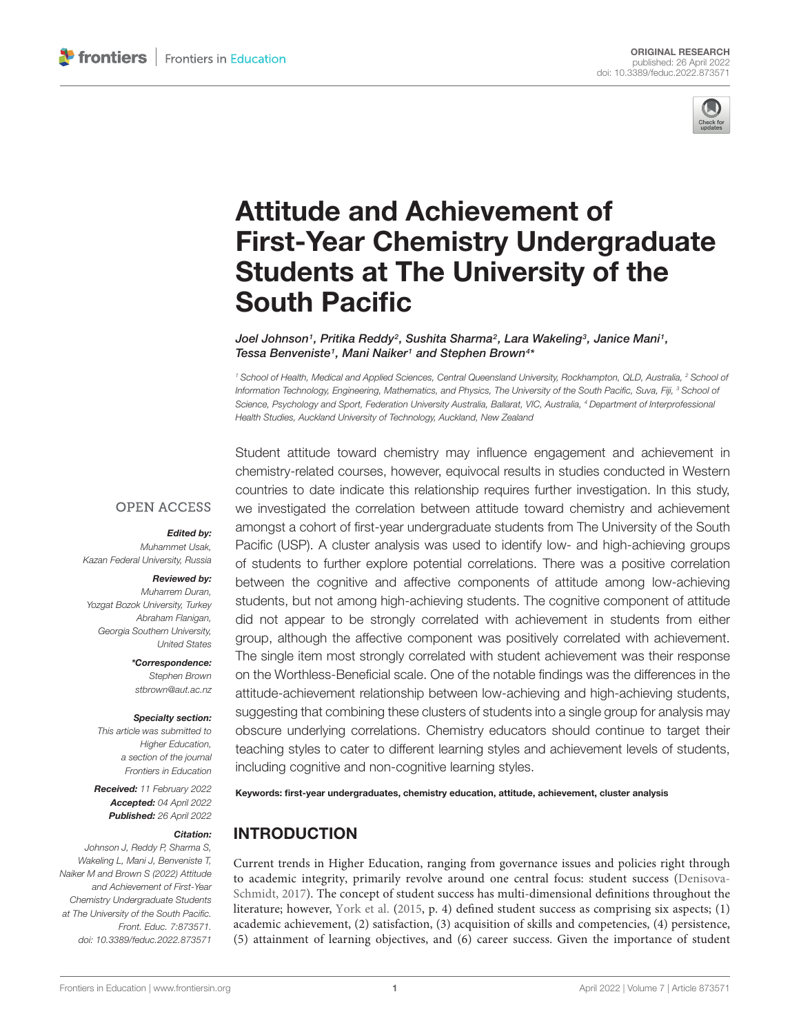ORIGINAL RESEARCH
published: 26 April 2022
doi: 10.3389/feduc.2022.873571

# Attitude and Achievement of First-Year Chemistry Undergraduate Students at The University of the South Pacific

*Joel Johnson[1], Pritika Reddy[2], Sushita Sharma[2], Lara Wakeling[3], Janice Mani[1], Tessa Benveniste[1], Mani Naiker[1] and Stephen Brown[4]**

[1] School of Health, Medical and Applied Sciences, Central Queensland University, Rockhampton, QLD, Australia, [2] School of Information Technology, Engineering, Mathematics, and Physics, The University of the South Pacific, Suva, Fiji, [3] School of Science, Psychology and Sport, Federation University Australia, Ballarat, VIC, Australia, [4] Department of Interprofessional Health Studies, Auckland University of Technology, Auckland, New Zealand

OPEN ACCESS

***Edited by:***
Muhammet Usak,
Kazan Federal University, Russia

***Reviewed by:***
Muharrem Duran,
Yozgat Bozok University, Turkey
Abraham Flanigan,
Georgia Southern University,
United States

***\*Correspondence:***
Stephen Brown
stbrown@aut.ac.nz

***Specialty section:***
This article was submitted to
Higher Education,
a section of the journal
Frontiers in Education

***Received:*** 11 February 2022
***Accepted:*** 04 April 2022
***Published:*** 26 April 2022

***Citation:***
Johnson J, Reddy P, Sharma S, Wakeling L, Mani J, Benveniste T, Naiker M and Brown S (2022) Attitude and Achievement of First-Year Chemistry Undergraduate Students at The University of the South Pacific. Front. Educ. 7:873571. doi: 10.3389/feduc.2022.873571

Student attitude toward chemistry may influence engagement and achievement in chemistry-related courses, however, equivocal results in studies conducted in Western countries to date indicate this relationship requires further investigation. In this study, we investigated the correlation between attitude toward chemistry and achievement amongst a cohort of first-year undergraduate students from The University of the South Pacific (USP). A cluster analysis was used to identify low- and high-achieving groups of students to further explore potential correlations. There was a positive correlation between the cognitive and affective components of attitude among low-achieving students, but not among high-achieving students. The cognitive component of attitude did not appear to be strongly correlated with achievement in students from either group, although the affective component was positively correlated with achievement. The single item most strongly correlated with student achievement was their response on the Worthless-Beneficial scale. One of the notable findings was the differences in the attitude-achievement relationship between low-achieving and high-achieving students, suggesting that combining these clusters of students into a single group for analysis may obscure underlying correlations. Chemistry educators should continue to target their teaching styles to cater to different learning styles and achievement levels of students, including cognitive and non-cognitive learning styles.

**Keywords: first-year undergraduates, chemistry education, attitude, achievement, cluster analysis**

## INTRODUCTION

Current trends in Higher Education, ranging from governance issues and policies right through to academic integrity, primarily revolve around one central focus: student success (Denisova-Schmidt, 2017). The concept of student success has multi-dimensional definitions throughout the literature; however, York et al. (2015, p. 4) defined student success as comprising six aspects; (1) academic achievement, (2) satisfaction, (3) acquisition of skills and competencies, (4) persistence, (5) attainment of learning objectives, and (6) career success. Given the importance of student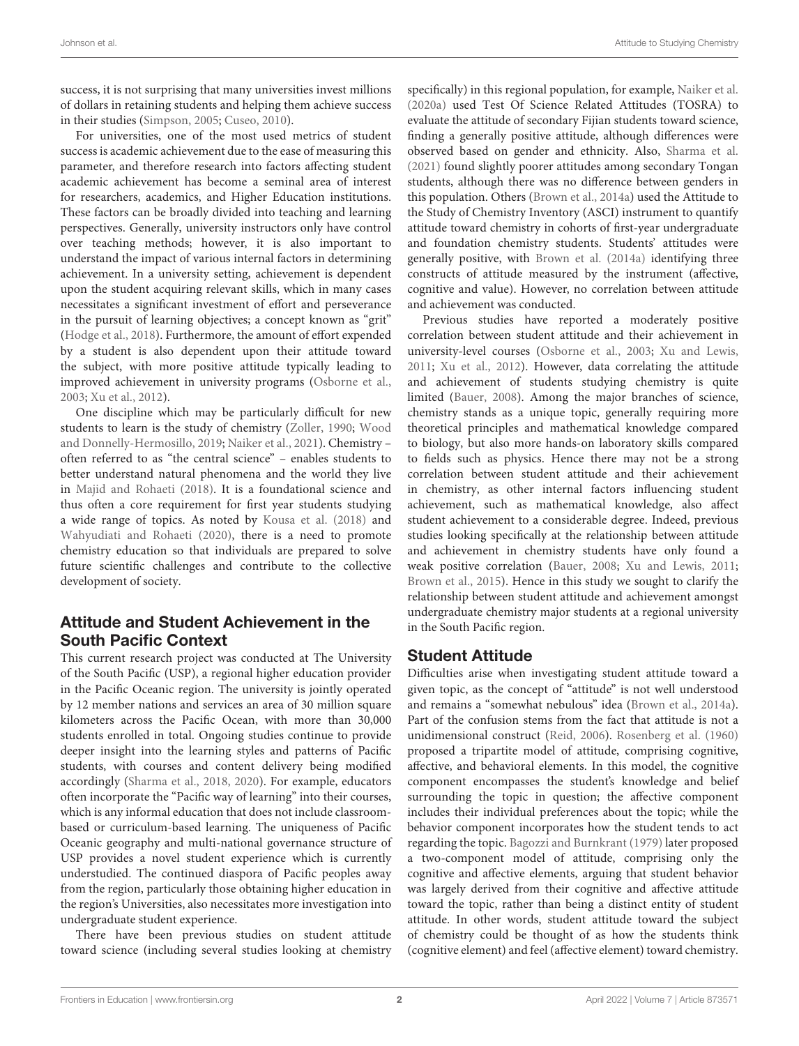success, it is not surprising that many universities invest millions of dollars in retaining students and helping them achieve success in their studies (Simpson, 2005; Cuseo, 2010).

For universities, one of the most used metrics of student success is academic achievement due to the ease of measuring this parameter, and therefore research into factors affecting student academic achievement has become a seminal area of interest for researchers, academics, and Higher Education institutions. These factors can be broadly divided into teaching and learning perspectives. Generally, university instructors only have control over teaching methods; however, it is also important to understand the impact of various internal factors in determining achievement. In a university setting, achievement is dependent upon the student acquiring relevant skills, which in many cases necessitates a significant investment of effort and perseverance in the pursuit of learning objectives; a concept known as "grit" (Hodge et al., 2018). Furthermore, the amount of effort expended by a student is also dependent upon their attitude toward the subject, with more positive attitude typically leading to improved achievement in university programs (Osborne et al., 2003; Xu et al., 2012).

One discipline which may be particularly difficult for new students to learn is the study of chemistry (Zoller, 1990; Wood and Donnelly-Hermosillo, 2019; Naiker et al., 2021). Chemistry – often referred to as "the central science" – enables students to better understand natural phenomena and the world they live in Majid and Rohaeti (2018). It is a foundational science and thus often a core requirement for first year students studying a wide range of topics. As noted by Kousa et al. (2018) and Wahyudiati and Rohaeti (2020), there is a need to promote chemistry education so that individuals are prepared to solve future scientific challenges and contribute to the collective development of society.

## Attitude and Student Achievement in the South Pacific Context

This current research project was conducted at The University of the South Pacific (USP), a regional higher education provider in the Pacific Oceanic region. The university is jointly operated by 12 member nations and services an area of 30 million square kilometers across the Pacific Ocean, with more than 30,000 students enrolled in total. Ongoing studies continue to provide deeper insight into the learning styles and patterns of Pacific students, with courses and content delivery being modified accordingly (Sharma et al., 2018, 2020). For example, educators often incorporate the "Pacific way of learning" into their courses, which is any informal education that does not include classroom-based or curriculum-based learning. The uniqueness of Pacific Oceanic geography and multi-national governance structure of USP provides a novel student experience which is currently understudied. The continued diaspora of Pacific peoples away from the region, particularly those obtaining higher education in the region's Universities, also necessitates more investigation into undergraduate student experience.

There have been previous studies on student attitude toward science (including several studies looking at chemistry specifically) in this regional population, for example, Naiker et al. (2020a) used Test Of Science Related Attitudes (TOSRA) to evaluate the attitude of secondary Fijian students toward science, finding a generally positive attitude, although differences were observed based on gender and ethnicity. Also, Sharma et al. (2021) found slightly poorer attitudes among secondary Tongan students, although there was no difference between genders in this population. Others (Brown et al., 2014a) used the Attitude to the Study of Chemistry Inventory (ASCI) instrument to quantify attitude toward chemistry in cohorts of first-year undergraduate and foundation chemistry students. Students' attitudes were generally positive, with Brown et al. (2014a) identifying three constructs of attitude measured by the instrument (affective, cognitive and value). However, no correlation between attitude and achievement was conducted.

Previous studies have reported a moderately positive correlation between student attitude and their achievement in university-level courses (Osborne et al., 2003; Xu and Lewis, 2011; Xu et al., 2012). However, data correlating the attitude and achievement of students studying chemistry is quite limited (Bauer, 2008). Among the major branches of science, chemistry stands as a unique topic, generally requiring more theoretical principles and mathematical knowledge compared to biology, but also more hands-on laboratory skills compared to fields such as physics. Hence there may not be a strong correlation between student attitude and their achievement in chemistry, as other internal factors influencing student achievement, such as mathematical knowledge, also affect student achievement to a considerable degree. Indeed, previous studies looking specifically at the relationship between attitude and achievement in chemistry students have only found a weak positive correlation (Bauer, 2008; Xu and Lewis, 2011; Brown et al., 2015). Hence in this study we sought to clarify the relationship between student attitude and achievement amongst undergraduate chemistry major students at a regional university in the South Pacific region.

## Student Attitude

Difficulties arise when investigating student attitude toward a given topic, as the concept of "attitude" is not well understood and remains a "somewhat nebulous" idea (Brown et al., 2014a). Part of the confusion stems from the fact that attitude is not a unidimensional construct (Reid, 2006). Rosenberg et al. (1960) proposed a tripartite model of attitude, comprising cognitive, affective, and behavioral elements. In this model, the cognitive component encompasses the student's knowledge and belief surrounding the topic in question; the affective component includes their individual preferences about the topic; while the behavior component incorporates how the student tends to act regarding the topic. Bagozzi and Burnkrant (1979) later proposed a two-component model of attitude, comprising only the cognitive and affective elements, arguing that student behavior was largely derived from their cognitive and affective attitude toward the topic, rather than being a distinct entity of student attitude. In other words, student attitude toward the subject of chemistry could be thought of as how the students think (cognitive element) and feel (affective element) toward chemistry.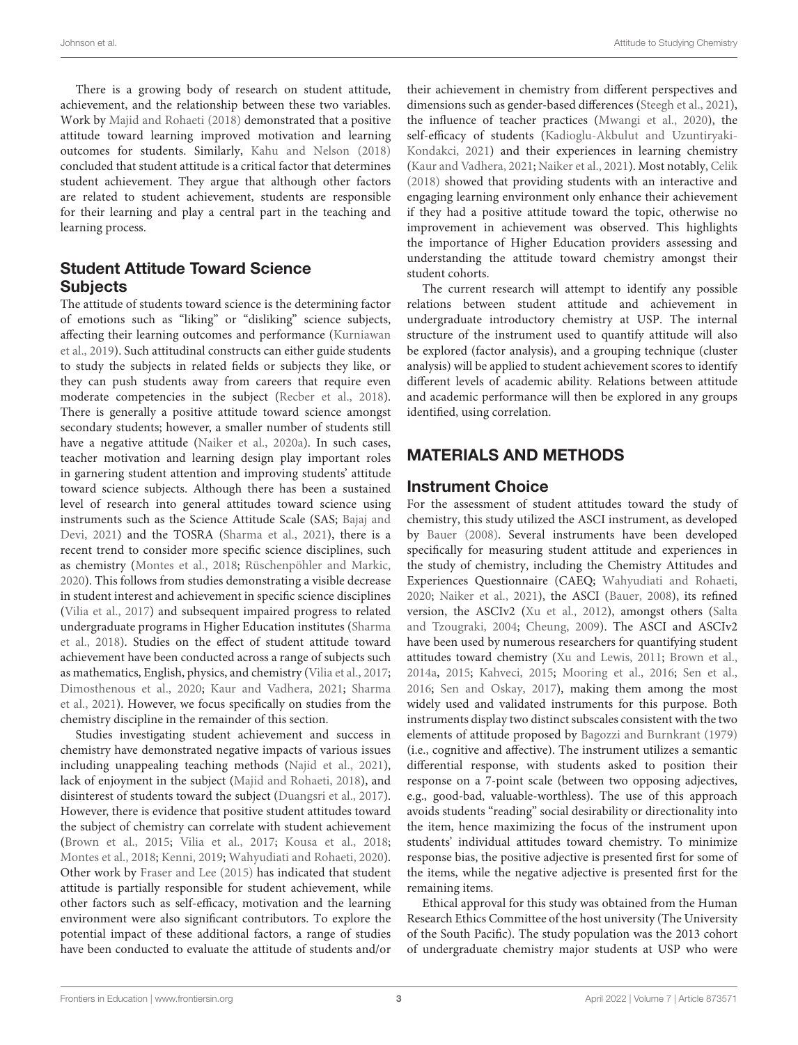There is a growing body of research on student attitude, achievement, and the relationship between these two variables. Work by Majid and Rohaeti (2018) demonstrated that a positive attitude toward learning improved motivation and learning outcomes for students. Similarly, Kahu and Nelson (2018) concluded that student attitude is a critical factor that determines student achievement. They argue that although other factors are related to student achievement, students are responsible for their learning and play a central part in the teaching and learning process.

## Student Attitude Toward Science Subjects

The attitude of students toward science is the determining factor of emotions such as "liking" or "disliking" science subjects, affecting their learning outcomes and performance (Kurniawan et al., 2019). Such attitudinal constructs can either guide students to study the subjects in related fields or subjects they like, or they can push students away from careers that require even moderate competencies in the subject (Recber et al., 2018). There is generally a positive attitude toward science amongst secondary students; however, a smaller number of students still have a negative attitude (Naiker et al., 2020a). In such cases, teacher motivation and learning design play important roles in garnering student attention and improving students' attitude toward science subjects. Although there has been a sustained level of research into general attitudes toward science using instruments such as the Science Attitude Scale (SAS; Bajaj and Devi, 2021) and the TOSRA (Sharma et al., 2021), there is a recent trend to consider more specific science disciplines, such as chemistry (Montes et al., 2018; Rüschenpöhler and Markic, 2020). This follows from studies demonstrating a visible decrease in student interest and achievement in specific science disciplines (Vilia et al., 2017) and subsequent impaired progress to related undergraduate programs in Higher Education institutes (Sharma et al., 2018). Studies on the effect of student attitude toward achievement have been conducted across a range of subjects such as mathematics, English, physics, and chemistry (Vilia et al., 2017; Dimosthenous et al., 2020; Kaur and Vadhera, 2021; Sharma et al., 2021). However, we focus specifically on studies from the chemistry discipline in the remainder of this section.

Studies investigating student achievement and success in chemistry have demonstrated negative impacts of various issues including unappealing teaching methods (Najid et al., 2021), lack of enjoyment in the subject (Majid and Rohaeti, 2018), and disinterest of students toward the subject (Duangsri et al., 2017). However, there is evidence that positive student attitudes toward the subject of chemistry can correlate with student achievement (Brown et al., 2015; Vilia et al., 2017; Kousa et al., 2018; Montes et al., 2018; Kenni, 2019; Wahyudiati and Rohaeti, 2020). Other work by Fraser and Lee (2015) has indicated that student attitude is partially responsible for student achievement, while other factors such as self-efficacy, motivation and the learning environment were also significant contributors. To explore the potential impact of these additional factors, a range of studies have been conducted to evaluate the attitude of students and/or their achievement in chemistry from different perspectives and dimensions such as gender-based differences (Steegh et al., 2021), the influence of teacher practices (Mwangi et al., 2020), the self-efficacy of students (Kadioglu-Akbulut and Uzuntiryaki-Kondakci, 2021) and their experiences in learning chemistry (Kaur and Vadhera, 2021; Naiker et al., 2021). Most notably, Celik (2018) showed that providing students with an interactive and engaging learning environment only enhance their achievement if they had a positive attitude toward the topic, otherwise no improvement in achievement was observed. This highlights the importance of Higher Education providers assessing and understanding the attitude toward chemistry amongst their student cohorts.

The current research will attempt to identify any possible relations between student attitude and achievement in undergraduate introductory chemistry at USP. The internal structure of the instrument used to quantify attitude will also be explored (factor analysis), and a grouping technique (cluster analysis) will be applied to student achievement scores to identify different levels of academic ability. Relations between attitude and academic performance will then be explored in any groups identified, using correlation.

# MATERIALS AND METHODS

## Instrument Choice

For the assessment of student attitudes toward the study of chemistry, this study utilized the ASCI instrument, as developed by Bauer (2008). Several instruments have been developed specifically for measuring student attitude and experiences in the study of chemistry, including the Chemistry Attitudes and Experiences Questionnaire (CAEQ; Wahyudiati and Rohaeti, 2020; Naiker et al., 2021), the ASCI (Bauer, 2008), its refined version, the ASCIv2 (Xu et al., 2012), amongst others (Salta and Tzougraki, 2004; Cheung, 2009). The ASCI and ASCIv2 have been used by numerous researchers for quantifying student attitudes toward chemistry (Xu and Lewis, 2011; Brown et al., 2014a, 2015; Kahveci, 2015; Mooring et al., 2016; Sen et al., 2016; Sen and Oskay, 2017), making them among the most widely used and validated instruments for this purpose. Both instruments display two distinct subscales consistent with the two elements of attitude proposed by Bagozzi and Burnkrant (1979) (i.e., cognitive and affective). The instrument utilizes a semantic differential response, with students asked to position their response on a 7-point scale (between two opposing adjectives, e.g., good-bad, valuable-worthless). The use of this approach avoids students "reading" social desirability or directionality into the item, hence maximizing the focus of the instrument upon students' individual attitudes toward chemistry. To minimize response bias, the positive adjective is presented first for some of the items, while the negative adjective is presented first for the remaining items.

Ethical approval for this study was obtained from the Human Research Ethics Committee of the host university (The University of the South Pacific). The study population was the 2013 cohort of undergraduate chemistry major students at USP who were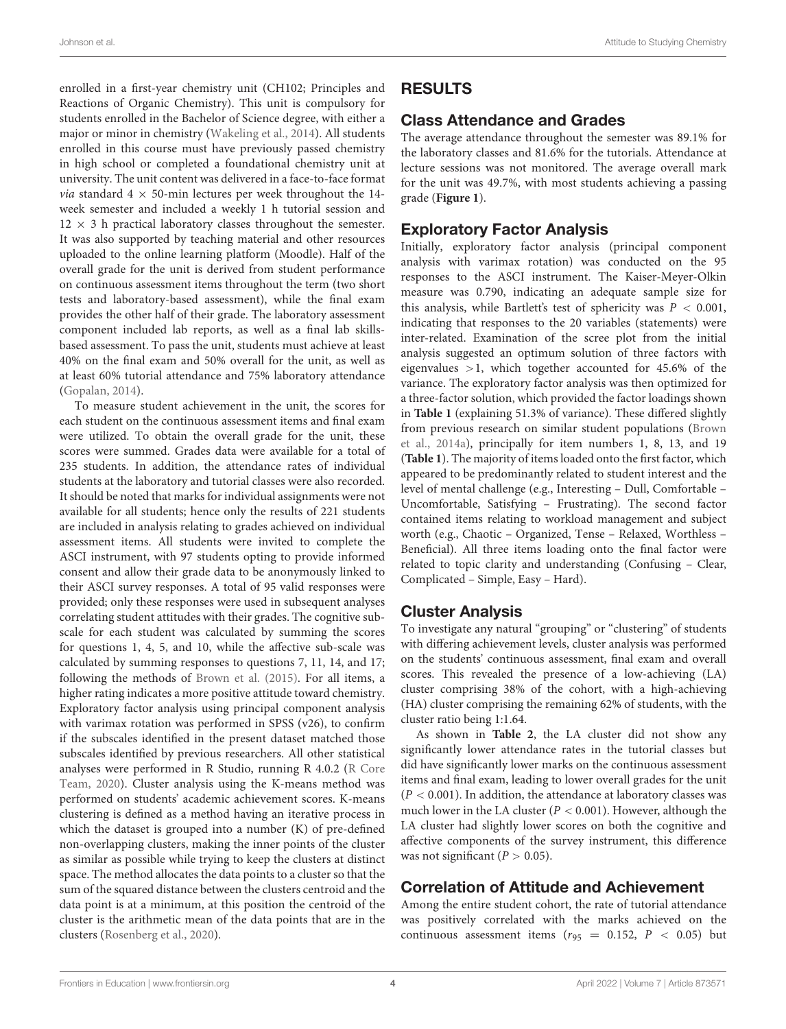enrolled in a first-year chemistry unit (CH102; Principles and Reactions of Organic Chemistry). This unit is compulsory for students enrolled in the Bachelor of Science degree, with either a major or minor in chemistry (Wakeling et al., 2014). All students enrolled in this course must have previously passed chemistry in high school or completed a foundational chemistry unit at university. The unit content was delivered in a face-to-face format *via* standard 4 × 50-min lectures per week throughout the 14-week semester and included a weekly 1 h tutorial session and 12 × 3 h practical laboratory classes throughout the semester. It was also supported by teaching material and other resources uploaded to the online learning platform (Moodle). Half of the overall grade for the unit is derived from student performance on continuous assessment items throughout the term (two short tests and laboratory-based assessment), while the final exam provides the other half of their grade. The laboratory assessment component included lab reports, as well as a final lab skills-based assessment. To pass the unit, students must achieve at least 40% on the final exam and 50% overall for the unit, as well as at least 60% tutorial attendance and 75% laboratory attendance (Gopalan, 2014).

To measure student achievement in the unit, the scores for each student on the continuous assessment items and final exam were utilized. To obtain the overall grade for the unit, these scores were summed. Grades data were available for a total of 235 students. In addition, the attendance rates of individual students at the laboratory and tutorial classes were also recorded. It should be noted that marks for individual assignments were not available for all students; hence only the results of 221 students are included in analysis relating to grades achieved on individual assessment items. All students were invited to complete the ASCI instrument, with 97 students opting to provide informed consent and allow their grade data to be anonymously linked to their ASCI survey responses. A total of 95 valid responses were provided; only these responses were used in subsequent analyses correlating student attitudes with their grades. The cognitive sub-scale for each student was calculated by summing the scores for questions 1, 4, 5, and 10, while the affective sub-scale was calculated by summing responses to questions 7, 11, 14, and 17; following the methods of Brown et al. (2015). For all items, a higher rating indicates a more positive attitude toward chemistry. Exploratory factor analysis using principal component analysis with varimax rotation was performed in SPSS (v26), to confirm if the subscales identified in the present dataset matched those subscales identified by previous researchers. All other statistical analyses were performed in R Studio, running R 4.0.2 (R Core Team, 2020). Cluster analysis using the K-means method was performed on students' academic achievement scores. K-means clustering is defined as a method having an iterative process in which the dataset is grouped into a number (K) of pre-defined non-overlapping clusters, making the inner points of the cluster as similar as possible while trying to keep the clusters at distinct space. The method allocates the data points to a cluster so that the sum of the squared distance between the clusters centroid and the data point is at a minimum, at this position the centroid of the cluster is the arithmetic mean of the data points that are in the clusters (Rosenberg et al., 2020).

# RESULTS

## Class Attendance and Grades

The average attendance throughout the semester was 89.1% for the laboratory classes and 81.6% for the tutorials. Attendance at lecture sessions was not monitored. The average overall mark for the unit was 49.7%, with most students achieving a passing grade (**Figure 1**).

## Exploratory Factor Analysis

Initially, exploratory factor analysis (principal component analysis with varimax rotation) was conducted on the 95 responses to the ASCI instrument. The Kaiser-Meyer-Olkin measure was 0.790, indicating an adequate sample size for this analysis, while Bartlett's test of sphericity was $P < 0.001$, indicating that responses to the 20 variables (statements) were inter-related. Examination of the scree plot from the initial analysis suggested an optimum solution of three factors with eigenvalues >1, which together accounted for 45.6% of the variance. The exploratory factor analysis was then optimized for a three-factor solution, which provided the factor loadings shown in **Table 1** (explaining 51.3% of variance). These differed slightly from previous research on similar student populations (Brown et al., 2014a), principally for item numbers 1, 8, 13, and 19 (**Table 1**). The majority of items loaded onto the first factor, which appeared to be predominantly related to student interest and the level of mental challenge (e.g., Interesting – Dull, Comfortable – Uncomfortable, Satisfying – Frustrating). The second factor contained items relating to workload management and subject worth (e.g., Chaotic – Organized, Tense – Relaxed, Worthless – Beneficial). All three items loading onto the final factor were related to topic clarity and understanding (Confusing – Clear, Complicated – Simple, Easy – Hard).

## Cluster Analysis

To investigate any natural "grouping" or "clustering" of students with differing achievement levels, cluster analysis was performed on the students' continuous assessment, final exam and overall scores. This revealed the presence of a low-achieving (LA) cluster comprising 38% of the cohort, with a high-achieving (HA) cluster comprising the remaining 62% of students, with the cluster ratio being 1:1.64.

As shown in **Table 2**, the LA cluster did not show any significantly lower attendance rates in the tutorial classes but did have significantly lower marks on the continuous assessment items and final exam, leading to lower overall grades for the unit ($P < 0.001$). In addition, the attendance at laboratory classes was much lower in the LA cluster ($P < 0.001$). However, although the LA cluster had slightly lower scores on both the cognitive and affective components of the survey instrument, this difference was not significant ($P > 0.05$).

## Correlation of Attitude and Achievement

Among the entire student cohort, the rate of tutorial attendance was positively correlated with the marks achieved on the continuous assessment items ($r_{95} = 0.152$, $P < 0.05$) but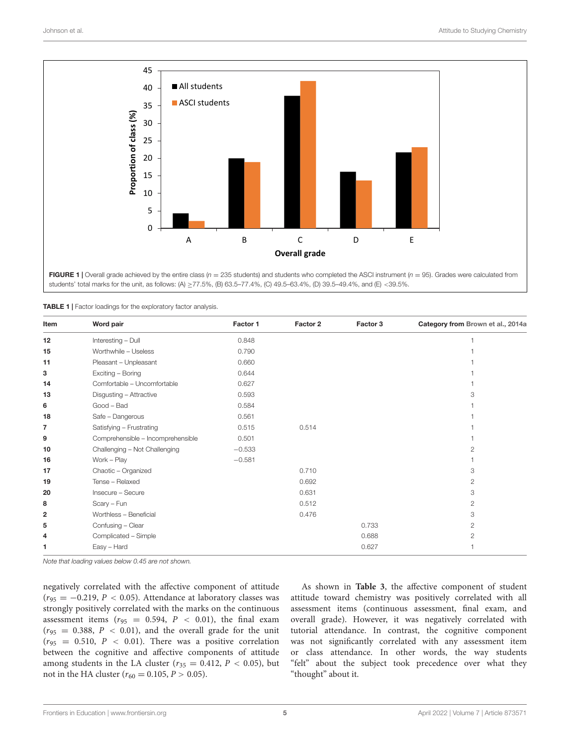FIGURE 1 | Overall grade achieved by the entire class ($n = 235$ students) and students who completed the ASCI instrument ($n = 95$). Grades were calculated from students' total marks for the unit, as follows: (A) ≥77.5%, (B) 63.5–77.4%, (C) 49.5–63.4%, (D) 39.5–49.4%, and (E) <39.5%.

**TABLE 1** | Factor loadings for the exploratory factor analysis.

| Item | Word pair | Factor 1 | Factor 2 | Factor 3 | Category from Brown et al., 2014a |
|---|---|---|---|---|---|
| **12** | Interesting – Dull | 0.848 | | | 1 |
| **15** | Worthwhile – Useless | 0.790 | | | 1 |
| **11** | Pleasant – Unpleasant | 0.660 | | | 1 |
| **3** | Exciting – Boring | 0.644 | | | 1 |
| **14** | Comfortable – Uncomfortable | 0.627 | | | 1 |
| **13** | Disgusting – Attractive | 0.593 | | | 3 |
| **6** | Good – Bad | 0.584 | | | 1 |
| **18** | Safe – Dangerous | 0.561 | | | 1 |
| **7** | Satisfying – Frustrating | 0.515 | 0.514 | | 1 |
| **9** | Comprehensible – Incomprehensible | 0.501 | | | 1 |
| **10** | Challenging – Not Challenging | −0.533 | | | 2 |
| **16** | Work – Play | −0.581 | | | 1 |
| **17** | Chaotic – Organized | | 0.710 | | 3 |
| **19** | Tense – Relaxed | | 0.692 | | 2 |
| **20** | Insecure – Secure | | 0.631 | | 3 |
| **8** | Scary – Fun | | 0.512 | | 2 |
| **2** | Worthless – Beneficial | | 0.476 | | 3 |
| **5** | Confusing – Clear | | | 0.733 | 2 |
| **4** | Complicated – Simple | | | 0.688 | 2 |
| **1** | Easy – Hard | | | 0.627 | 1 |

*Note that loading values below 0.45 are not shown.*

negatively correlated with the affective component of attitude ($r_{95} = -0.219$, $P < 0.05$). Attendance at laboratory classes was strongly positively correlated with the marks on the continuous assessment items ($r_{95} = 0.594$, $P < 0.01$), the final exam ($r_{95} = 0.388$, $P < 0.01$), and the overall grade for the unit ($r_{95} = 0.510$, $P < 0.01$). There was a positive correlation between the cognitive and affective components of attitude among students in the LA cluster ($r_{35} = 0.412$, $P < 0.05$), but not in the HA cluster ($r_{60} = 0.105$, $P > 0.05$).

As shown in **Table 3**, the affective component of student attitude toward chemistry was positively correlated with all assessment items (continuous assessment, final exam, and overall grade). However, it was negatively correlated with tutorial attendance. In contrast, the cognitive component was not significantly correlated with any assessment item or class attendance. In other words, the way students "felt" about the subject took precedence over what they "thought" about it.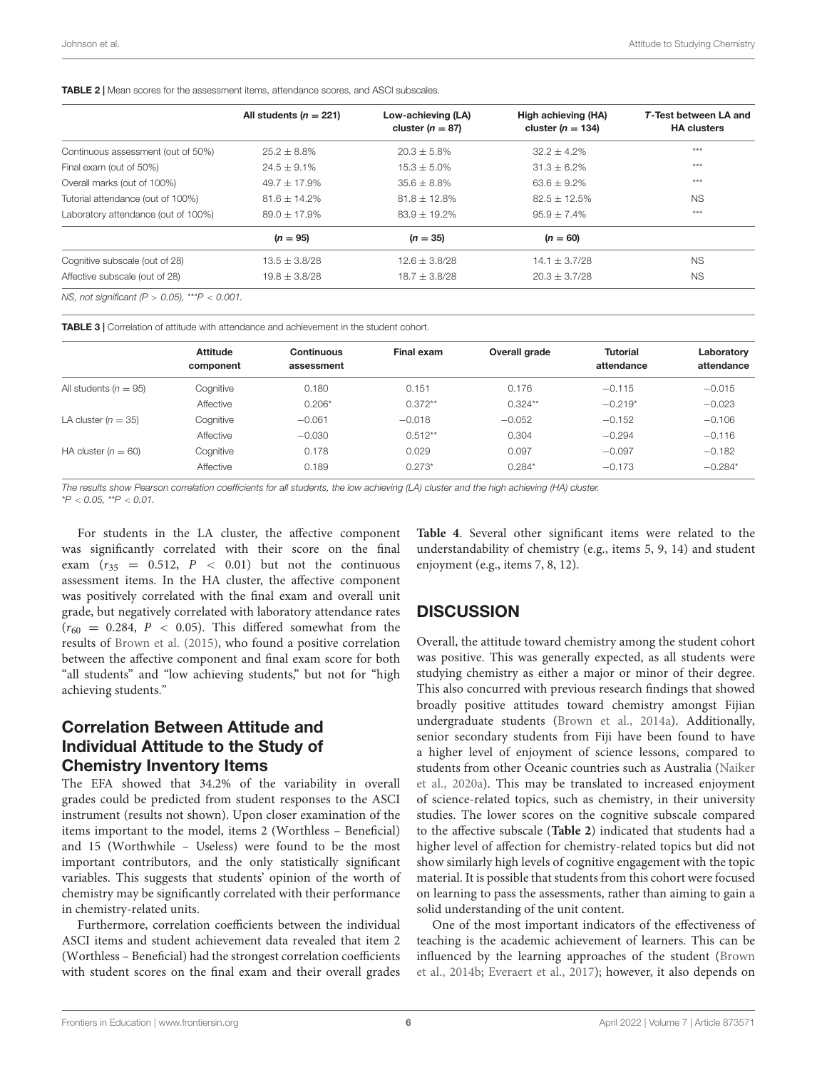**TABLE 2 |** Mean scores for the assessment items, attendance scores, and ASCI subscales.

| | All students ($n = 221$) | Low-achieving (LA) cluster ($n = 87$) | High achieving (HA) cluster ($n = 134$) | *T*-Test between LA and HA clusters |
|---|---|---|---|---|
| Continuous assessment (out of 50%) | 25.2 ± 8.8% | 20.3 ± 5.8% | 32.2 ± 4.2% | *** |
| Final exam (out of 50%) | 24.5 ± 9.1% | 15.3 ± 5.0% | 31.3 ± 6.2% | *** |
| Overall marks (out of 100%) | 49.7 ± 17.9% | 35.6 ± 8.8% | 63.6 ± 9.2% | *** |
| Tutorial attendance (out of 100%) | 81.6 ± 14.2% | 81.8 ± 12.8% | 82.5 ± 12.5% | NS |
| Laboratory attendance (out of 100%) | 89.0 ± 17.9% | 83.9 ± 19.2% | 95.9 ± 7.4% | *** |
| | ($n = 95$) | ($n = 35$) | ($n = 60$) | |
| Cognitive subscale (out of 28) | 13.5 ± 3.8/28 | 12.6 ± 3.8/28 | 14.1 ± 3.7/28 | NS |
| Affective subscale (out of 28) | 19.8 ± 3.8/28 | 18.7 ± 3.8/28 | 20.3 ± 3.7/28 | NS |

*NS, not significant ($P > 0.05$), ***$P < 0.001$.*

**TABLE 3 |** Correlation of attitude with attendance and achievement in the student cohort.

| | Attitude component | Continuous assessment | Final exam | Overall grade | Tutorial attendance | Laboratory attendance |
|---|---|---|---|---|---|---|
| All students ($n = 95$) | Cognitive | 0.180 | 0.151 | 0.176 | −0.115 | −0.015 |
| | Affective | 0.206* | 0.372** | 0.324** | −0.219* | −0.023 |
| LA cluster ($n = 35$) | Cognitive | −0.061 | −0.018 | −0.052 | −0.152 | −0.106 |
| | Affective | −0.030 | 0.512** | 0.304 | −0.294 | −0.116 |
| HA cluster ($n = 60$) | Cognitive | 0.178 | 0.029 | 0.097 | −0.097 | −0.182 |
| | Affective | 0.189 | 0.273* | 0.284* | −0.173 | −0.284* |

*The results show Pearson correlation coefficients for all students, the low achieving (LA) cluster and the high achieving (HA) cluster.*
*$P < 0.05$, **$P < 0.01$.

For students in the LA cluster, the affective component was significantly correlated with their score on the final exam ($r_{35} = 0.512$, $P < 0.01$) but not the continuous assessment items. In the HA cluster, the affective component was positively correlated with the final exam and overall unit grade, but negatively correlated with laboratory attendance rates ($r_{60} = 0.284$, $P < 0.05$). This differed somewhat from the results of Brown et al. (2015), who found a positive correlation between the affective component and final exam score for both "all students" and "low achieving students," but not for "high achieving students."

## Correlation Between Attitude and Individual Attitude to the Study of Chemistry Inventory Items

The EFA showed that 34.2% of the variability in overall grades could be predicted from student responses to the ASCI instrument (results not shown). Upon closer examination of the items important to the model, items 2 (Worthless – Beneficial) and 15 (Worthwhile – Useless) were found to be the most important contributors, and the only statistically significant variables. This suggests that students' opinion of the worth of chemistry may be significantly correlated with their performance in chemistry-related units.

Furthermore, correlation coefficients between the individual ASCI items and student achievement data revealed that item 2 (Worthless – Beneficial) had the strongest correlation coefficients with student scores on the final exam and their overall grades **Table 4**. Several other significant items were related to the understandability of chemistry (e.g., items 5, 9, 14) and student enjoyment (e.g., items 7, 8, 12).

# DISCUSSION

Overall, the attitude toward chemistry among the student cohort was positive. This was generally expected, as all students were studying chemistry as either a major or minor of their degree. This also concurred with previous research findings that showed broadly positive attitudes toward chemistry amongst Fijian undergraduate students (Brown et al., 2014a). Additionally, senior secondary students from Fiji have been found to have a higher level of enjoyment of science lessons, compared to students from other Oceanic countries such as Australia (Naiker et al., 2020a). This may be translated to increased enjoyment of science-related topics, such as chemistry, in their university studies. The lower scores on the cognitive subscale compared to the affective subscale (**Table 2**) indicated that students had a higher level of affection for chemistry-related topics but did not show similarly high levels of cognitive engagement with the topic material. It is possible that students from this cohort were focused on learning to pass the assessments, rather than aiming to gain a solid understanding of the unit content.

One of the most important indicators of the effectiveness of teaching is the academic achievement of learners. This can be influenced by the learning approaches of the student (Brown et al., 2014b; Everaert et al., 2017); however, it also depends on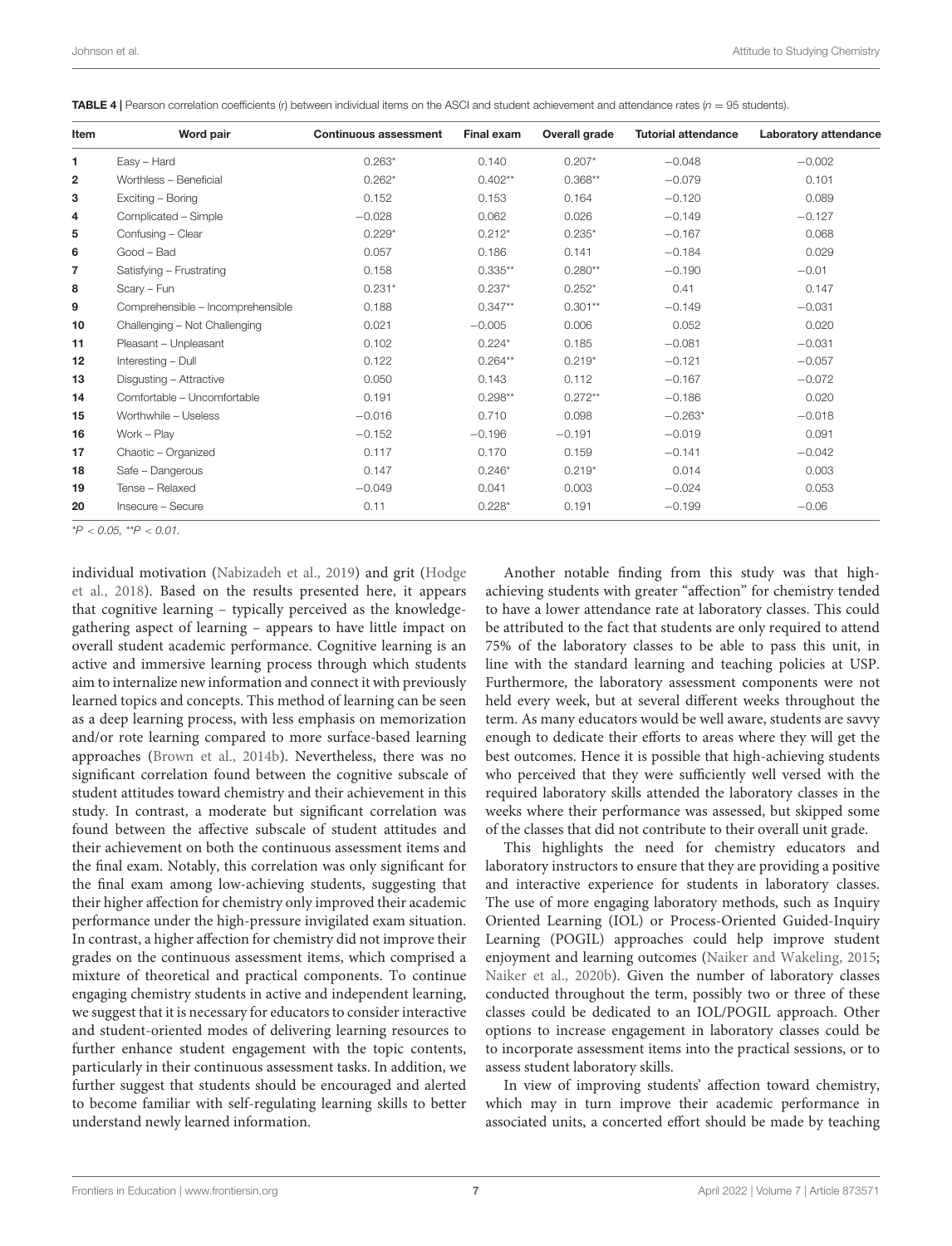**TABLE 4 |** Pearson correlation coefficients (r) between individual items on the ASCI and student achievement and attendance rates ($n = 95$ students).

| Item | Word pair | Continuous assessment | Final exam | Overall grade | Tutorial attendance | Laboratory attendance |
|---|---|---|---|---|---|---|
| **1** | Easy – Hard | 0.263* | 0.140 | 0.207* | −0.048 | −0.002 |
| **2** | Worthless – Beneficial | 0.262* | 0.402** | 0.368** | −0.079 | 0.101 |
| **3** | Exciting – Boring | 0.152 | 0.153 | 0.164 | −0.120 | 0.089 |
| **4** | Complicated – Simple | −0.028 | 0.062 | 0.026 | −0.149 | −0.127 |
| **5** | Confusing – Clear | 0.229* | 0.212* | 0.235* | −0.167 | 0.068 |
| **6** | Good – Bad | 0.057 | 0.186 | 0.141 | −0.184 | 0.029 |
| **7** | Satisfying – Frustrating | 0.158 | 0.335** | 0.280** | −0.190 | −0.01 |
| **8** | Scary – Fun | 0.231* | 0.237* | 0.252* | 0.41 | 0.147 |
| **9** | Comprehensible – Incomprehensible | 0.188 | 0.347** | 0.301** | −0.149 | −0.031 |
| **10** | Challenging – Not Challenging | 0.021 | −0.005 | 0.006 | 0.052 | 0.020 |
| **11** | Pleasant – Unpleasant | 0.102 | 0.224* | 0.185 | −0.081 | −0.031 |
| **12** | Interesting – Dull | 0.122 | 0.264** | 0.219* | −0.121 | −0.057 |
| **13** | Disgusting – Attractive | 0.050 | 0.143 | 0.112 | −0.167 | −0.072 |
| **14** | Comfortable – Uncomfortable | 0.191 | 0.298** | 0.272** | −0.186 | 0.020 |
| **15** | Worthwhile – Useless | −0.016 | 0.710 | 0.098 | −0.263* | −0.018 |
| **16** | Work – Play | −0.152 | −0.196 | −0.191 | −0.019 | 0.091 |
| **17** | Chaotic – Organized | 0.117 | 0.170 | 0.159 | −0.141 | −0.042 |
| **18** | Safe – Dangerous | 0.147 | 0.246* | 0.219* | 0.014 | 0.003 |
| **19** | Tense – Relaxed | −0.049 | 0.041 | 0.003 | −0.024 | 0.053 |
| **20** | Insecure – Secure | 0.11 | 0.228* | 0.191 | −0.199 | −0.06 |

*$*P < 0.05$, $**P < 0.01$.*

individual motivation (Nabizadeh et al., 2019) and grit (Hodge et al., 2018). Based on the results presented here, it appears that cognitive learning – typically perceived as the knowledge-gathering aspect of learning – appears to have little impact on overall student academic performance. Cognitive learning is an active and immersive learning process through which students aim to internalize new information and connect it with previously learned topics and concepts. This method of learning can be seen as a deep learning process, with less emphasis on memorization and/or rote learning compared to more surface-based learning approaches (Brown et al., 2014b). Nevertheless, there was no significant correlation found between the cognitive subscale of student attitudes toward chemistry and their achievement in this study. In contrast, a moderate but significant correlation was found between the affective subscale of student attitudes and their achievement on both the continuous assessment items and the final exam. Notably, this correlation was only significant for the final exam among low-achieving students, suggesting that their higher affection for chemistry only improved their academic performance under the high-pressure invigilated exam situation. In contrast, a higher affection for chemistry did not improve their grades on the continuous assessment items, which comprised a mixture of theoretical and practical components. To continue engaging chemistry students in active and independent learning, we suggest that it is necessary for educators to consider interactive and student-oriented modes of delivering learning resources to further enhance student engagement with the topic contents, particularly in their continuous assessment tasks. In addition, we further suggest that students should be encouraged and alerted to become familiar with self-regulating learning skills to better understand newly learned information.

Another notable finding from this study was that high-achieving students with greater "affection" for chemistry tended to have a lower attendance rate at laboratory classes. This could be attributed to the fact that students are only required to attend 75% of the laboratory classes to be able to pass this unit, in line with the standard learning and teaching policies at USP. Furthermore, the laboratory assessment components were not held every week, but at several different weeks throughout the term. As many educators would be well aware, students are savvy enough to dedicate their efforts to areas where they will get the best outcomes. Hence it is possible that high-achieving students who perceived that they were sufficiently well versed with the required laboratory skills attended the laboratory classes in the weeks where their performance was assessed, but skipped some of the classes that did not contribute to their overall unit grade.

This highlights the need for chemistry educators and laboratory instructors to ensure that they are providing a positive and interactive experience for students in laboratory classes. The use of more engaging laboratory methods, such as Inquiry Oriented Learning (IOL) or Process-Oriented Guided-Inquiry Learning (POGIL) approaches could help improve student enjoyment and learning outcomes (Naiker and Wakeling, 2015; Naiker et al., 2020b). Given the number of laboratory classes conducted throughout the term, possibly two or three of these classes could be dedicated to an IOL/POGIL approach. Other options to increase engagement in laboratory classes could be to incorporate assessment items into the practical sessions, or to assess student laboratory skills.

In view of improving students' affection toward chemistry, which may in turn improve their academic performance in associated units, a concerted effort should be made by teaching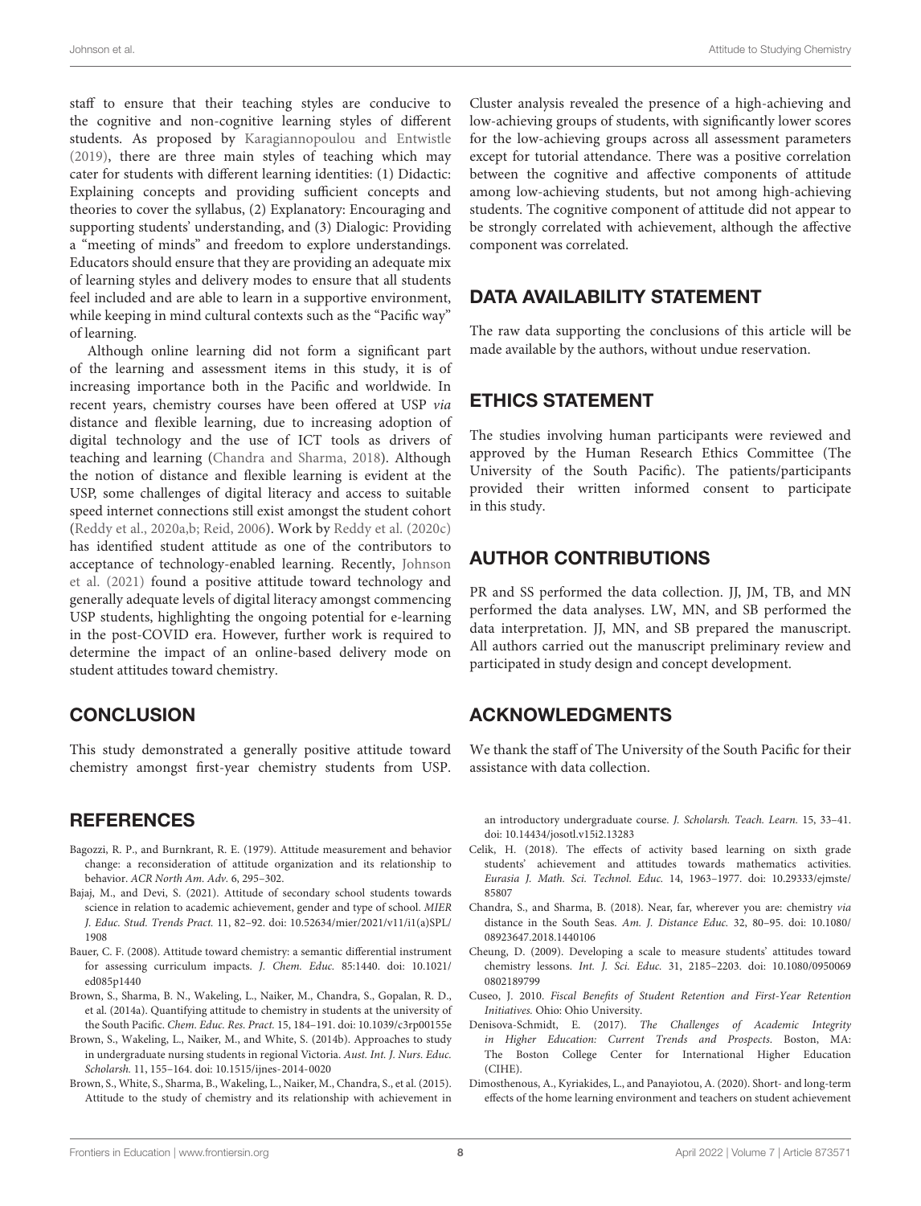staff to ensure that their teaching styles are conducive to the cognitive and non-cognitive learning styles of different students. As proposed by Karagiannopoulou and Entwistle (2019), there are three main styles of teaching which may cater for students with different learning identities: (1) Didactic: Explaining concepts and providing sufficient concepts and theories to cover the syllabus, (2) Explanatory: Encouraging and supporting students' understanding, and (3) Dialogic: Providing a "meeting of minds" and freedom to explore understandings. Educators should ensure that they are providing an adequate mix of learning styles and delivery modes to ensure that all students feel included and are able to learn in a supportive environment, while keeping in mind cultural contexts such as the "Pacific way" of learning.

Although online learning did not form a significant part of the learning and assessment items in this study, it is of increasing importance both in the Pacific and worldwide. In recent years, chemistry courses have been offered at USP *via* distance and flexible learning, due to increasing adoption of digital technology and the use of ICT tools as drivers of teaching and learning (Chandra and Sharma, 2018). Although the notion of distance and flexible learning is evident at the USP, some challenges of digital literacy and access to suitable speed internet connections still exist amongst the student cohort (Reddy et al., 2020a,b; Reid, 2006). Work by Reddy et al. (2020c) has identified student attitude as one of the contributors to acceptance of technology-enabled learning. Recently, Johnson et al. (2021) found a positive attitude toward technology and generally adequate levels of digital literacy amongst commencing USP students, highlighting the ongoing potential for e-learning in the post-COVID era. However, further work is required to determine the impact of an online-based delivery mode on student attitudes toward chemistry.

## CONCLUSION

This study demonstrated a generally positive attitude toward chemistry amongst first-year chemistry students from USP. Cluster analysis revealed the presence of a high-achieving and low-achieving groups of students, with significantly lower scores for the low-achieving groups across all assessment parameters except for tutorial attendance. There was a positive correlation between the cognitive and affective components of attitude among low-achieving students, but not among high-achieving students. The cognitive component of attitude did not appear to be strongly correlated with achievement, although the affective component was correlated.

## DATA AVAILABILITY STATEMENT

The raw data supporting the conclusions of this article will be made available by the authors, without undue reservation.

## ETHICS STATEMENT

The studies involving human participants were reviewed and approved by the Human Research Ethics Committee (The University of the South Pacific). The patients/participants provided their written informed consent to participate in this study.

## AUTHOR CONTRIBUTIONS

PR and SS performed the data collection. JJ, JM, TB, and MN performed the data analyses. LW, MN, and SB performed the data interpretation. JJ, MN, and SB prepared the manuscript. All authors carried out the manuscript preliminary review and participated in study design and concept development.

## ACKNOWLEDGMENTS

We thank the staff of The University of the South Pacific for their assistance with data collection.

## REFERENCES

Bagozzi, R. P., and Burnkrant, R. E. (1979). Attitude measurement and behavior change: a reconsideration of attitude organization and its relationship to behavior. *ACR North Am. Adv.* 6, 295–302.

Bajaj, M., and Devi, S. (2021). Attitude of secondary school students towards science in relation to academic achievement, gender and type of school. *MIER J. Educ. Stud. Trends Pract.* 11, 82–92. doi: 10.52634/mier/2021/v11/i1(a)SPL/1908

Bauer, C. F. (2008). Attitude toward chemistry: a semantic differential instrument for assessing curriculum impacts. *J. Chem. Educ.* 85:1440. doi: 10.1021/ed085p1440

Brown, S., Sharma, B. N., Wakeling, L., Naiker, M., Chandra, S., Gopalan, R. D., et al. (2014a). Quantifying attitude to chemistry in students at the university of the South Pacific. *Chem. Educ. Res. Pract.* 15, 184–191. doi: 10.1039/c3rp00155e

Brown, S., Wakeling, L., Naiker, M., and White, S. (2014b). Approaches to study in undergraduate nursing students in regional Victoria. *Aust. Int. J. Nurs. Educ. Scholarsh.* 11, 155–164. doi: 10.1515/ijnes-2014-0020

Brown, S., White, S., Sharma, B., Wakeling, L., Naiker, M., Chandra, S., et al. (2015). Attitude to the study of chemistry and its relationship with achievement in an introductory undergraduate course. *J. Scholarsh. Teach. Learn.* 15, 33–41. doi: 10.14434/josotl.v15i2.13283

Celik, H. (2018). The effects of activity based learning on sixth grade students' achievement and attitudes towards mathematics activities. *Eurasia J. Math. Sci. Technol. Educ.* 14, 1963–1977. doi: 10.29333/ejmste/85807

Chandra, S., and Sharma, B. (2018). Near, far, wherever you are: chemistry *via* distance in the South Seas. *Am. J. Distance Educ.* 32, 80–95. doi: 10.1080/08923647.2018.1440106

Cheung, D. (2009). Developing a scale to measure students' attitudes toward chemistry lessons. *Int. J. Sci. Educ.* 31, 2185–2203. doi: 10.1080/09500690802189799

Cuseo, J. 2010. *Fiscal Benefits of Student Retention and First-Year Retention Initiatives.* Ohio: Ohio University.

Denisova-Schmidt, E. (2017). *The Challenges of Academic Integrity in Higher Education: Current Trends and Prospects.* Boston, MA: The Boston College Center for International Higher Education (CIHE).

Dimosthenous, A., Kyriakides, L., and Panayiotou, A. (2020). Short- and long-term effects of the home learning environment and teachers on student achievement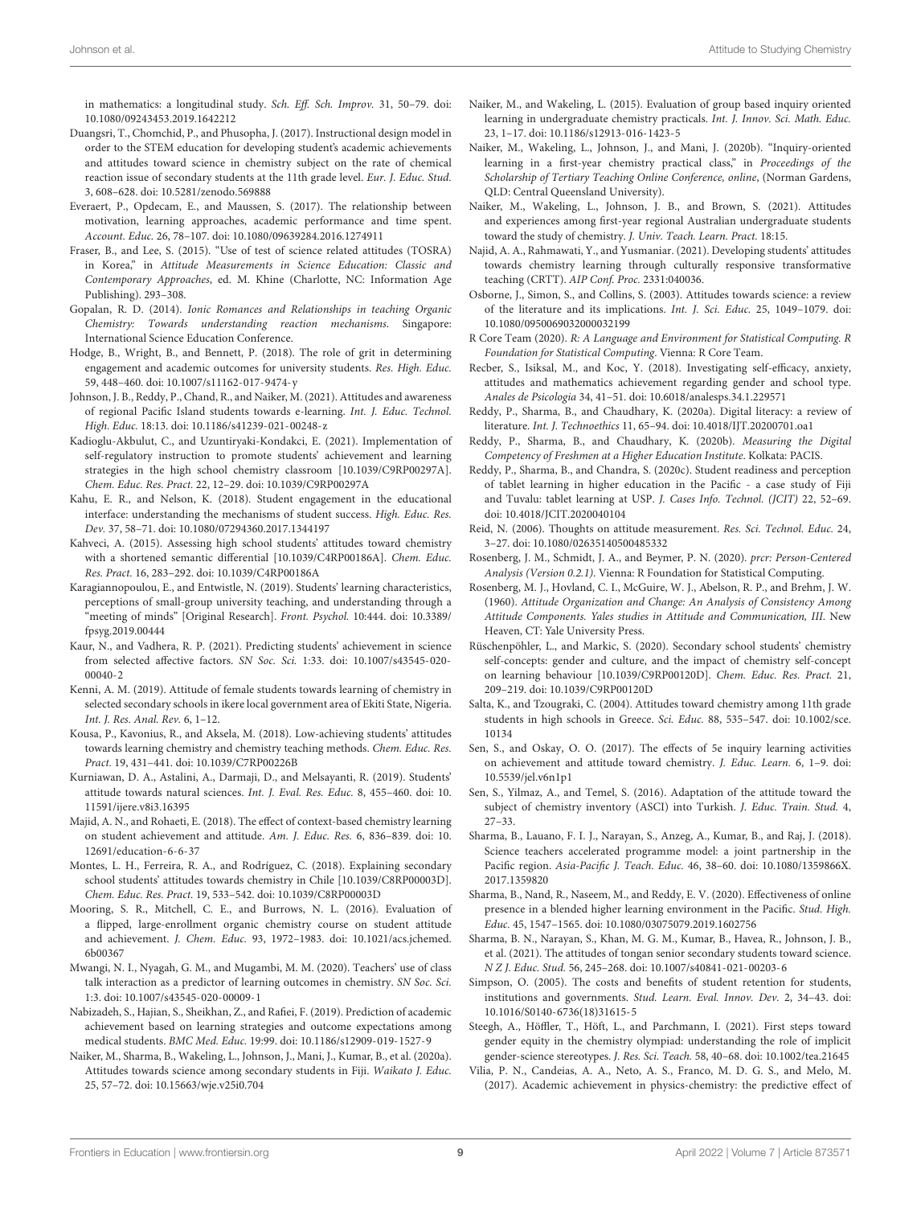in mathematics: a longitudinal study. *Sch. Eff. Sch. Improv.* 31, 50–79. doi: 10.1080/09243453.2019.1642212

Duangsri, T., Chomchid, P., and Phusopha, J. (2017). Instructional design model in order to the STEM education for developing student's academic achievements and attitudes toward science in chemistry subject on the rate of chemical reaction issue of secondary students at the 11th grade level. *Eur. J. Educ. Stud.* 3, 608–628. doi: 10.5281/zenodo.569888

Everaert, P., Opdecam, E., and Maussen, S. (2017). The relationship between motivation, learning approaches, academic performance and time spent. *Account. Educ.* 26, 78–107. doi: 10.1080/09639284.2016.1274911

Fraser, B., and Lee, S. (2015). "Use of test of science related attitudes (TOSRA) in Korea," in *Attitude Measurements in Science Education: Classic and Contemporary Approaches*, ed. M. Khine (Charlotte, NC: Information Age Publishing). 293–308.

Gopalan, R. D. (2014). *Ionic Romances and Relationships in teaching Organic Chemistry: Towards understanding reaction mechanisms*. Singapore: International Science Education Conference.

Hodge, B., Wright, B., and Bennett, P. (2018). The role of grit in determining engagement and academic outcomes for university students. *Res. High. Educ.* 59, 448–460. doi: 10.1007/s11162-017-9474-y

Johnson, J. B., Reddy, P., Chand, R., and Naiker, M. (2021). Attitudes and awareness of regional Pacific Island students towards e-learning. *Int. J. Educ. Technol. High. Educ.* 18:13. doi: 10.1186/s41239-021-00248-z

Kadioglu-Akbulut, C., and Uzuntiryaki-Kondakci, E. (2021). Implementation of self-regulatory instruction to promote students' achievement and learning strategies in the high school chemistry classroom [10.1039/C9RP00297A]. *Chem. Educ. Res. Pract.* 22, 12–29. doi: 10.1039/C9RP00297A

Kahu, E. R., and Nelson, K. (2018). Student engagement in the educational interface: understanding the mechanisms of student success. *High. Educ. Res. Dev.* 37, 58–71. doi: 10.1080/07294360.2017.1344197

Kahveci, A. (2015). Assessing high school students' attitudes toward chemistry with a shortened semantic differential [10.1039/C4RP00186A]. *Chem. Educ. Res. Pract.* 16, 283–292. doi: 10.1039/C4RP00186A

Karagiannopoulou, E., and Entwistle, N. (2019). Students' learning characteristics, perceptions of small-group university teaching, and understanding through a "meeting of minds" [Original Research]. *Front. Psychol.* 10:444. doi: 10.3389/fpsyg.2019.00444

Kaur, N., and Vadhera, R. P. (2021). Predicting students' achievement in science from selected affective factors. *SN Soc. Sci.* 1:33. doi: 10.1007/s43545-020-00040-2

Kenni, A. M. (2019). Attitude of female students towards learning of chemistry in selected secondary schools in ikere local government area of Ekiti State, Nigeria. *Int. J. Res. Anal. Rev.* 6, 1–12.

Kousa, P., Kavonius, R., and Aksela, M. (2018). Low-achieving students' attitudes towards learning chemistry and chemistry teaching methods. *Chem. Educ. Res. Pract.* 19, 431–441. doi: 10.1039/C7RP00226B

Kurniawan, D. A., Astalini, A., Darmaji, D., and Melsayanti, R. (2019). Students' attitude towards natural sciences. *Int. J. Eval. Res. Educ.* 8, 455–460. doi: 10.11591/ijere.v8i3.16395

Majid, A. N., and Rohaeti, E. (2018). The effect of context-based chemistry learning on student achievement and attitude. *Am. J. Educ. Res.* 6, 836–839. doi: 10.12691/education-6-6-37

Montes, L. H., Ferreira, R. A., and Rodríguez, C. (2018). Explaining secondary school students' attitudes towards chemistry in Chile [10.1039/C8RP00003D]. *Chem. Educ. Res. Pract.* 19, 533–542. doi: 10.1039/C8RP00003D

Mooring, S. R., Mitchell, C. E., and Burrows, N. L. (2016). Evaluation of a flipped, large-enrollment organic chemistry course on student attitude and achievement. *J. Chem. Educ.* 93, 1972–1983. doi: 10.1021/acs.jchemed.6b00367

Mwangi, N. I., Nyagah, G. M., and Mugambi, M. M. (2020). Teachers' use of class talk interaction as a predictor of learning outcomes in chemistry. *SN Soc. Sci.* 1:3. doi: 10.1007/s43545-020-00009-1

Nabizadeh, S., Hajian, S., Sheikhan, Z., and Rafiei, F. (2019). Prediction of academic achievement based on learning strategies and outcome expectations among medical students. *BMC Med. Educ.* 19:99. doi: 10.1186/s12909-019-1527-9

Naiker, M., Sharma, B., Wakeling, L., Johnson, J., Mani, J., Kumar, B., et al. (2020a). Attitudes towards science among secondary students in Fiji. *Waikato J. Educ.* 25, 57–72. doi: 10.15663/wje.v25i0.704

Naiker, M., and Wakeling, L. (2015). Evaluation of group based inquiry oriented learning in undergraduate chemistry practicals. *Int. J. Innov. Sci. Math. Educ.* 23, 1–17. doi: 10.1186/s12913-016-1423-5

Naiker, M., Wakeling, L., Johnson, J., and Mani, J. (2020b). "Inquiry-oriented learning in a first-year chemistry practical class," in *Proceedings of the Scholarship of Tertiary Teaching Online Conference, online*, (Norman Gardens, QLD: Central Queensland University).

Naiker, M., Wakeling, L., Johnson, J. B., and Brown, S. (2021). Attitudes and experiences among first-year regional Australian undergraduate students toward the study of chemistry. *J. Univ. Teach. Learn. Pract.* 18:15.

Najid, A. A., Rahmawati, Y., and Yusmaniar. (2021). Developing students' attitudes towards chemistry learning through culturally responsive transformative teaching (CRTT). *AIP Conf. Proc.* 2331:040036.

Osborne, J., Simon, S., and Collins, S. (2003). Attitudes towards science: a review of the literature and its implications. *Int. J. Sci. Educ.* 25, 1049–1079. doi: 10.1080/0950069032000032199

R Core Team (2020). *R: A Language and Environment for Statistical Computing. R Foundation for Statistical Computing*. Vienna: R Core Team.

Recber, S., Isiksal, M., and Koc, Y. (2018). Investigating self-efficacy, anxiety, attitudes and mathematics achievement regarding gender and school type. *Anales de Psicologia* 34, 41–51. doi: 10.6018/analesps.34.1.229571

Reddy, P., Sharma, B., and Chaudhary, K. (2020a). Digital literacy: a review of literature. *Int. J. Technoethics* 11, 65–94. doi: 10.4018/IJT.20200701.oa1

Reddy, P., Sharma, B., and Chaudhary, K. (2020b). *Measuring the Digital Competency of Freshmen at a Higher Education Institute*. Kolkata: PACIS.

Reddy, P., Sharma, B., and Chandra, S. (2020c). Student readiness and perception of tablet learning in higher education in the Pacific - a case study of Fiji and Tuvalu: tablet learning at USP. *J. Cases Info. Technol. (JCIT)* 22, 52–69. doi: 10.4018/JCIT.2020040104

Reid, N. (2006). Thoughts on attitude measurement. *Res. Sci. Technol. Educ.* 24, 3–27. doi: 10.1080/02635140500485332

Rosenberg, J. M., Schmidt, J. A., and Beymer, P. N. (2020). *prcr: Person-Centered Analysis (Version 0.2.1)*. Vienna: R Foundation for Statistical Computing.

Rosenberg, M. J., Hovland, C. I., McGuire, W. J., Abelson, R. P., and Brehm, J. W. (1960). *Attitude Organization and Change: An Analysis of Consistency Among Attitude Components. Yales studies in Attitude and Communication, III*. New Heaven, CT: Yale University Press.

Rüschenpöhler, L., and Markic, S. (2020). Secondary school students' chemistry self-concepts: gender and culture, and the impact of chemistry self-concept on learning behaviour [10.1039/C9RP00120D]. *Chem. Educ. Res. Pract.* 21, 209–219. doi: 10.1039/C9RP00120D

Salta, K., and Tzougraki, C. (2004). Attitudes toward chemistry among 11th grade students in high schools in Greece. *Sci. Educ.* 88, 535–547. doi: 10.1002/sce.10134

Sen, S., and Oskay, O. O. (2017). The effects of 5e inquiry learning activities on achievement and attitude toward chemistry. *J. Educ. Learn.* 6, 1–9. doi: 10.5539/jel.v6n1p1

Sen, S., Yilmaz, A., and Temel, S. (2016). Adaptation of the attitude toward the subject of chemistry inventory (ASCI) into Turkish. *J. Educ. Train. Stud.* 4, 27–33.

Sharma, B., Lauano, F. I. J., Narayan, S., Anzeg, A., Kumar, B., and Raj, J. (2018). Science teachers accelerated programme model: a joint partnership in the Pacific region. *Asia-Pacific J. Teach. Educ.* 46, 38–60. doi: 10.1080/1359866X.2017.1359820

Sharma, B., Nand, R., Naseem, M., and Reddy, E. V. (2020). Effectiveness of online presence in a blended higher learning environment in the Pacific. *Stud. High. Educ.* 45, 1547–1565. doi: 10.1080/03075079.2019.1602756

Sharma, B. N., Narayan, S., Khan, M. G. M., Kumar, B., Havea, R., Johnson, J. B., et al. (2021). The attitudes of tongan senior secondary students toward science. *N Z J. Educ. Stud.* 56, 245–268. doi: 10.1007/s40841-021-00203-6

Simpson, O. (2005). The costs and benefits of student retention for students, institutions and governments. *Stud. Learn. Eval. Innov. Dev.* 2, 34–43. doi: 10.1016/S0140-6736(18)31615-5

Steegh, A., Höffler, T., Höft, L., and Parchmann, I. (2021). First steps toward gender equity in the chemistry olympiad: understanding the role of implicit gender-science stereotypes. *J. Res. Sci. Teach.* 58, 40–68. doi: 10.1002/tea.21645

Vilia, P. N., Candeias, A. A., Neto, A. S., Franco, M. D. G. S., and Melo, M. (2017). Academic achievement in physics-chemistry: the predictive effect of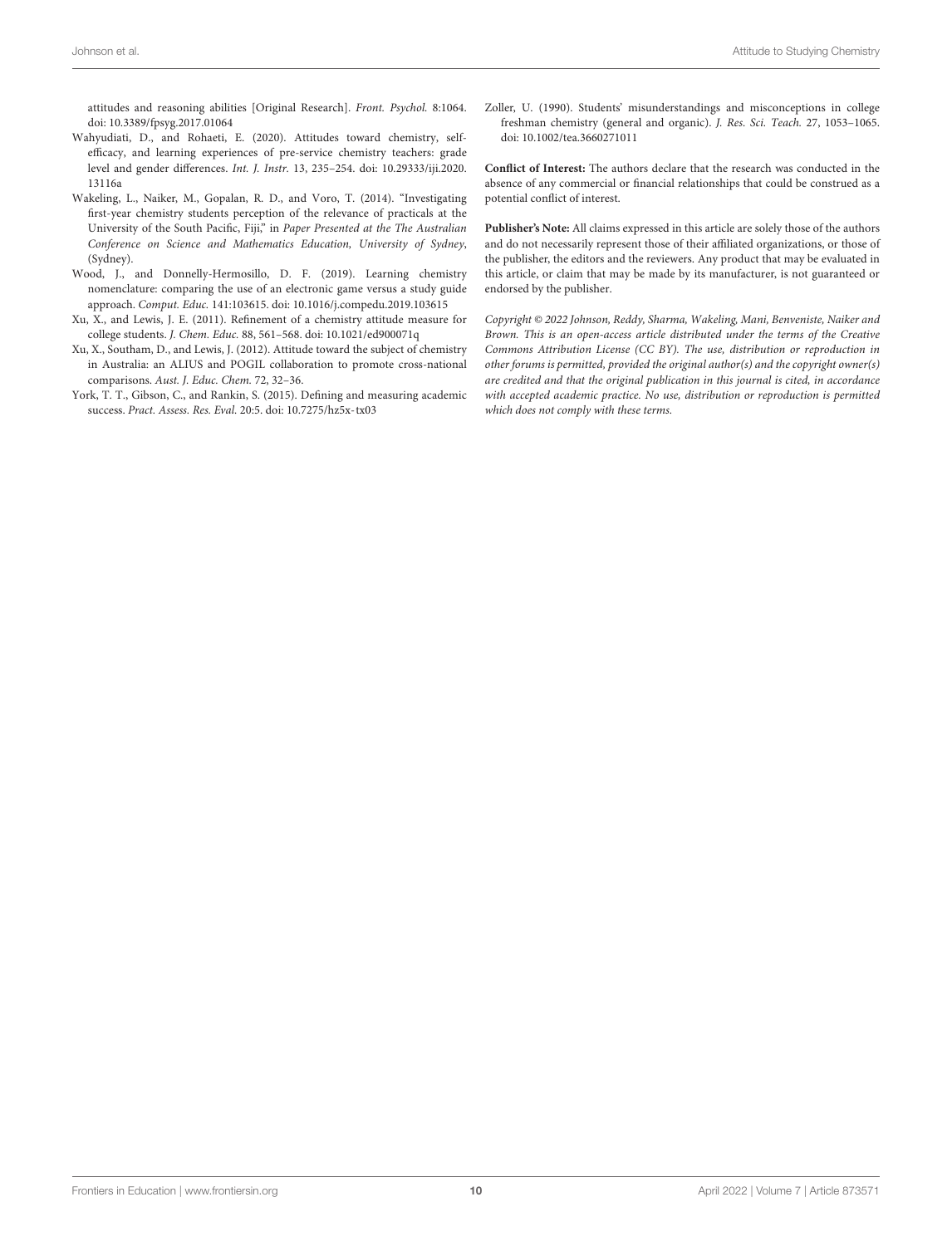attitudes and reasoning abilities [Original Research]. *Front. Psychol.* 8:1064. doi: 10.3389/fpsyg.2017.01064

Wahyudiati, D., and Rohaeti, E. (2020). Attitudes toward chemistry, self-efficacy, and learning experiences of pre-service chemistry teachers: grade level and gender differences. *Int. J. Instr.* 13, 235–254. doi: 10.29333/iji.2020.13116a

Wakeling, L., Naiker, M., Gopalan, R. D., and Voro, T. (2014). "Investigating first-year chemistry students perception of the relevance of practicals at the University of the South Pacific, Fiji," in *Paper Presented at the The Australian Conference on Science and Mathematics Education, University of Sydney*, (Sydney).

Wood, J., and Donnelly-Hermosillo, D. F. (2019). Learning chemistry nomenclature: comparing the use of an electronic game versus a study guide approach. *Comput. Educ.* 141:103615. doi: 10.1016/j.compedu.2019.103615

Xu, X., and Lewis, J. E. (2011). Refinement of a chemistry attitude measure for college students. *J. Chem. Educ.* 88, 561–568. doi: 10.1021/ed900071q

Xu, X., Southam, D., and Lewis, J. (2012). Attitude toward the subject of chemistry in Australia: an ALIUS and POGIL collaboration to promote cross-national comparisons. *Aust. J. Educ. Chem.* 72, 32–36.

York, T. T., Gibson, C., and Rankin, S. (2015). Defining and measuring academic success. *Pract. Assess. Res. Eval.* 20:5. doi: 10.7275/hz5x-tx03

Zoller, U. (1990). Students' misunderstandings and misconceptions in college freshman chemistry (general and organic). *J. Res. Sci. Teach.* 27, 1053–1065. doi: 10.1002/tea.3660271011

**Conflict of Interest:** The authors declare that the research was conducted in the absence of any commercial or financial relationships that could be construed as a potential conflict of interest.

**Publisher's Note:** All claims expressed in this article are solely those of the authors and do not necessarily represent those of their affiliated organizations, or those of the publisher, the editors and the reviewers. Any product that may be evaluated in this article, or claim that may be made by its manufacturer, is not guaranteed or endorsed by the publisher.

*Copyright © 2022 Johnson, Reddy, Sharma, Wakeling, Mani, Benveniste, Naiker and Brown. This is an open-access article distributed under the terms of the Creative Commons Attribution License (CC BY). The use, distribution or reproduction in other forums is permitted, provided the original author(s) and the copyright owner(s) are credited and that the original publication in this journal is cited, in accordance with accepted academic practice. No use, distribution or reproduction is permitted which does not comply with these terms.*